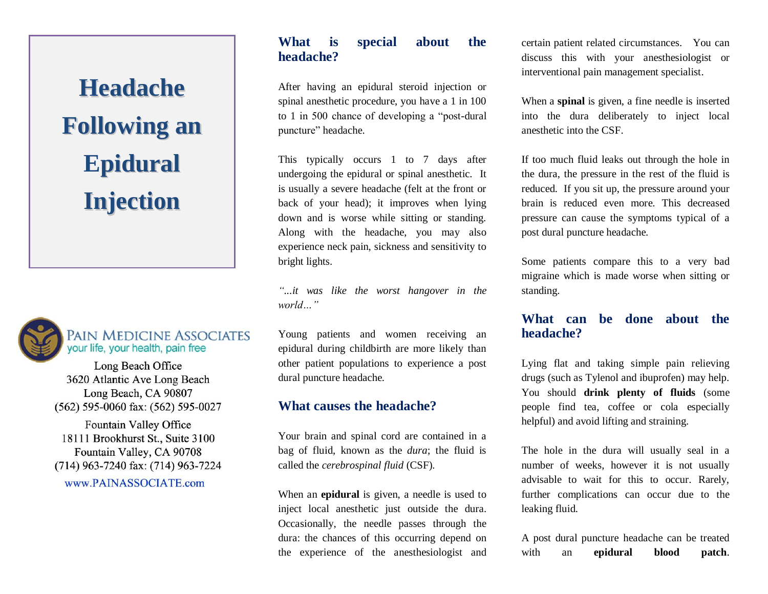# Headache Following an Epidural Injection

PAIN MEDICINE ASSOCIATES
your life, your health, pain free

Long Beach Office
3620 Atlantic Ave Long Beach
Long Beach, CA 90807
(562) 595-0060 fax: (562) 595-0027

Fountain Valley Office
18111 Brookhurst St., Suite 3100
Fountain Valley, CA 90708
(714) 963-7240 fax: (714) 963-7224

www.PAINASSOCIATE.com

## What is special about the headache?

After having an epidural steroid injection or spinal anesthetic procedure, you have a 1 in 100 to 1 in 500 chance of developing a "post-dural puncture" headache.

This typically occurs 1 to 7 days after undergoing the epidural or spinal anesthetic. It is usually a severe headache (felt at the front or back of your head); it improves when lying down and is worse while sitting or standing. Along with the headache, you may also experience neck pain, sickness and sensitivity to bright lights.

*"...it was like the worst hangover in the world..."*

Young patients and women receiving an epidural during childbirth are more likely than other patient populations to experience a post dural puncture headache.

## What causes the headache?

Your brain and spinal cord are contained in a bag of fluid, known as the *dura*; the fluid is called the *cerebrospinal fluid* (CSF).

When an **epidural** is given, a needle is used to inject local anesthetic just outside the dura. Occasionally, the needle passes through the dura: the chances of this occurring depend on the experience of the anesthesiologist and certain patient related circumstances. You can discuss this with your anesthesiologist or interventional pain management specialist.

When a **spinal** is given, a fine needle is inserted into the dura deliberately to inject local anesthetic into the CSF.

If too much fluid leaks out through the hole in the dura, the pressure in the rest of the fluid is reduced. If you sit up, the pressure around your brain is reduced even more. This decreased pressure can cause the symptoms typical of a post dural puncture headache.

Some patients compare this to a very bad migraine which is made worse when sitting or standing.

## What can be done about the headache?

Lying flat and taking simple pain relieving drugs (such as Tylenol and ibuprofen) may help. You should **drink plenty of fluids** (some people find tea, coffee or cola especially helpful) and avoid lifting and straining.

The hole in the dura will usually seal in a number of weeks, however it is not usually advisable to wait for this to occur. Rarely, further complications can occur due to the leaking fluid.

A post dural puncture headache can be treated with an **epidural blood patch**.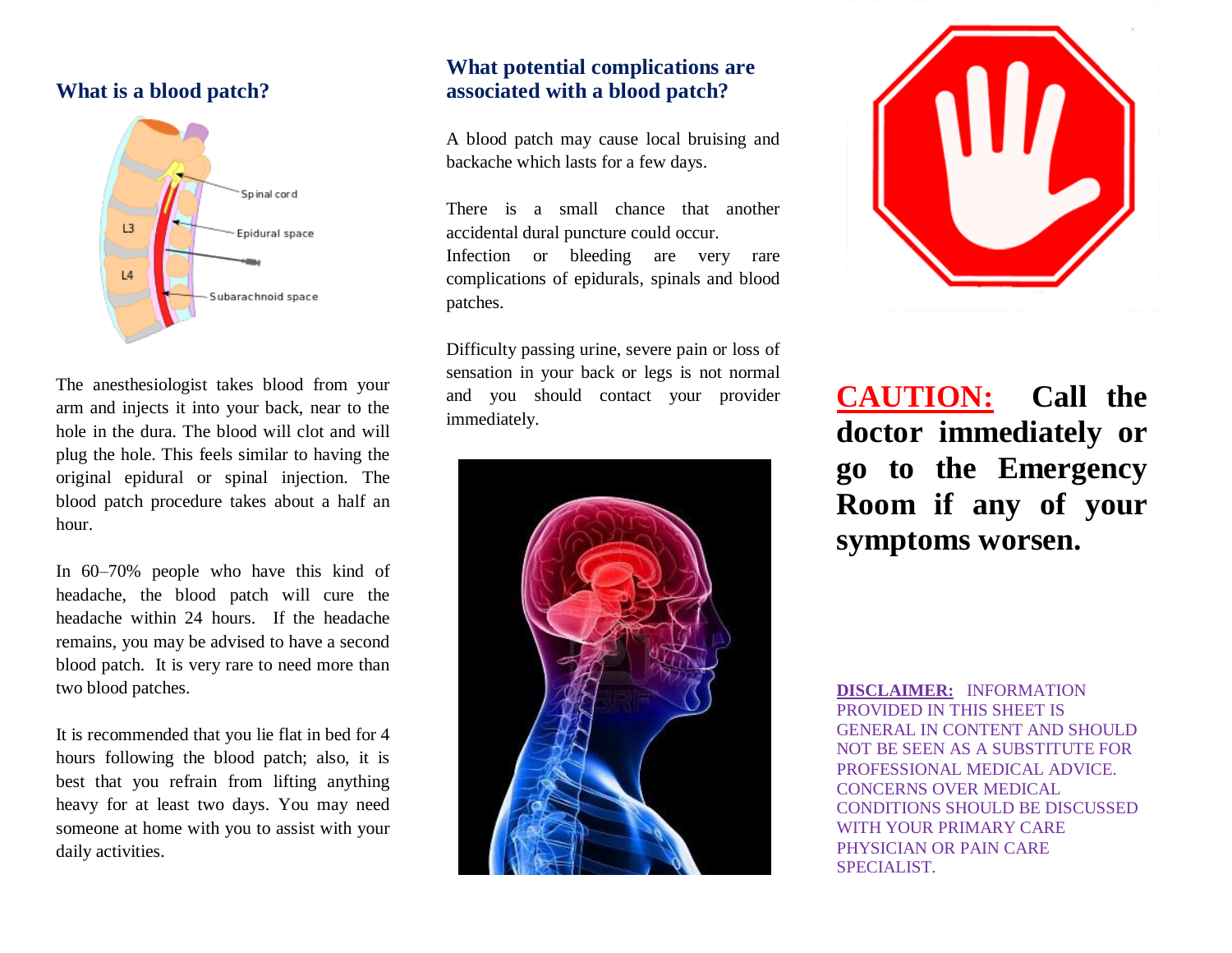## What is a blood patch?

Spinal cord

Epidural space

L3

L4

Subarachnoid space

The anesthesiologist takes blood from your arm and injects it into your back, near to the hole in the dura. The blood will clot and will plug the hole. This feels similar to having the original epidural or spinal injection. The blood patch procedure takes about a half an hour.

In 60–70% people who have this kind of headache, the blood patch will cure the headache within 24 hours. If the headache remains, you may be advised to have a second blood patch. It is very rare to need more than two blood patches.

It is recommended that you lie flat in bed for 4 hours following the blood patch; also, it is best that you refrain from lifting anything heavy for at least two days. You may need someone at home with you to assist with your daily activities.

## What potential complications are associated with a blood patch?

A blood patch may cause local bruising and backache which lasts for a few days.

There is a small chance that another accidental dural puncture could occur.
Infection or bleeding are very rare complications of epidurals, spinals and blood patches.

Difficulty passing urine, severe pain or loss of sensation in your back or legs is not normal and you should contact your provider immediately.

**CAUTION: Call the doctor immediately or go to the Emergency Room if any of your symptoms worsen.**

**DISCLAIMER:** INFORMATION PROVIDED IN THIS SHEET IS GENERAL IN CONTENT AND SHOULD NOT BE SEEN AS A SUBSTITUTE FOR PROFESSIONAL MEDICAL ADVICE. CONCERNS OVER MEDICAL CONDITIONS SHOULD BE DISCUSSED WITH YOUR PRIMARY CARE PHYSICIAN OR PAIN CARE SPECIALIST.